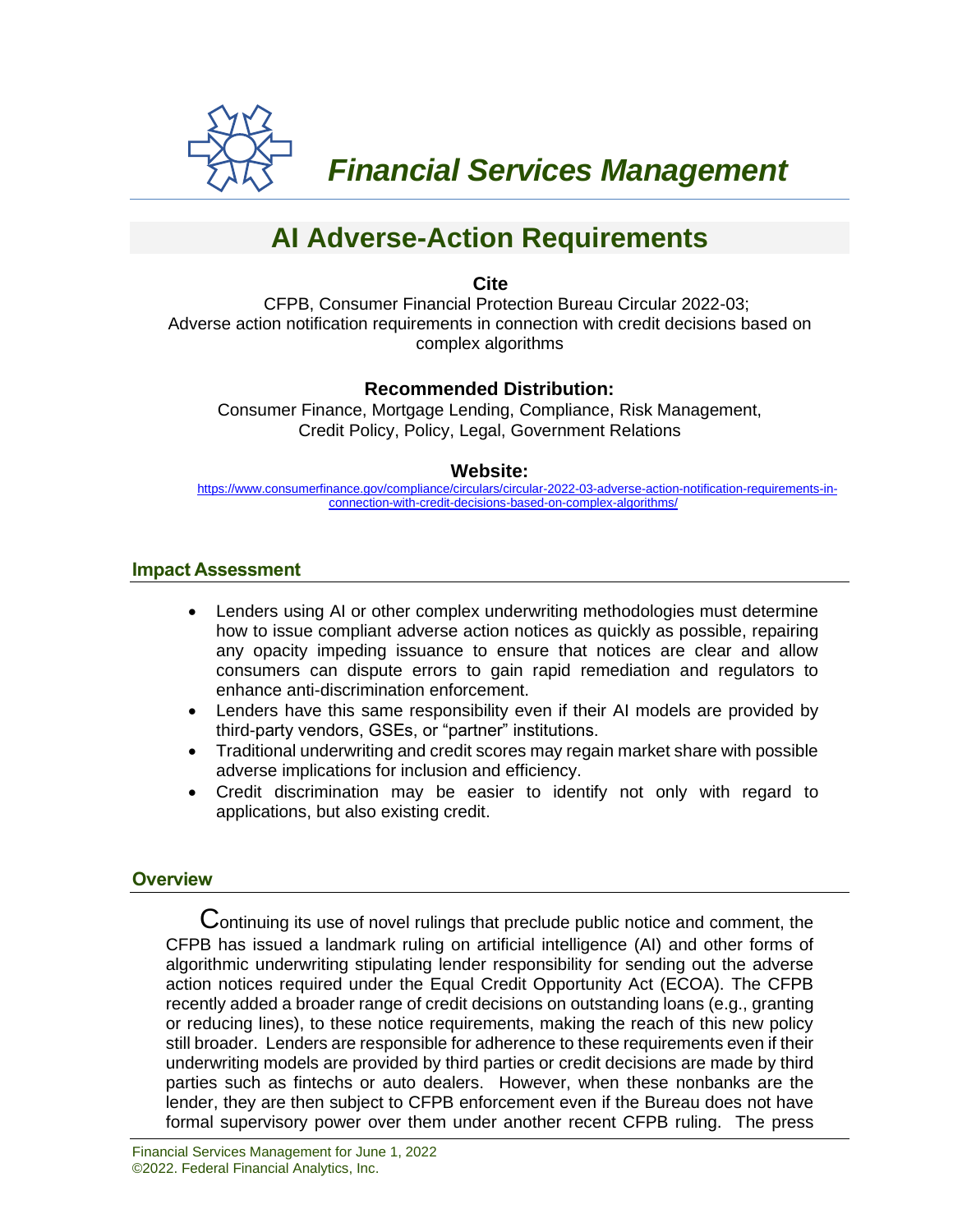# Financial Services Management

## AI Adverse-Action Requirements

**Cite**

CFPB, Consumer Financial Protection Bureau Circular 2022-03; Adverse action notification requirements in connection with credit decisions based on complex algorithms

**Recommended Distribution:**

Consumer Finance, Mortgage Lending, Compliance, Risk Management, Credit Policy, Policy, Legal, Government Relations

**Website:**

https://www.consumerfinance.gov/compliance/circulars/circular-2022-03-adverse-action-notification-requirements-in-connection-with-credit-decisions-based-on-complex-algorithms/

### Impact Assessment

- Lenders using AI or other complex underwriting methodologies must determine how to issue compliant adverse action notices as quickly as possible, repairing any opacity impeding issuance to ensure that notices are clear and allow consumers can dispute errors to gain rapid remediation and regulators to enhance anti-discrimination enforcement.
- Lenders have this same responsibility even if their AI models are provided by third-party vendors, GSEs, or "partner" institutions.
- Traditional underwriting and credit scores may regain market share with possible adverse implications for inclusion and efficiency.
- Credit discrimination may be easier to identify not only with regard to applications, but also existing credit.

### Overview

Continuing its use of novel rulings that preclude public notice and comment, the CFPB has issued a landmark ruling on artificial intelligence (AI) and other forms of algorithmic underwriting stipulating lender responsibility for sending out the adverse action notices required under the Equal Credit Opportunity Act (ECOA). The CFPB recently added a broader range of credit decisions on outstanding loans (e.g., granting or reducing lines), to these notice requirements, making the reach of this new policy still broader. Lenders are responsible for adherence to these requirements even if their underwriting models are provided by third parties or credit decisions are made by third parties such as fintechs or auto dealers. However, when these nonbanks are the lender, they are then subject to CFPB enforcement even if the Bureau does not have formal supervisory power over them under another recent CFPB ruling. The press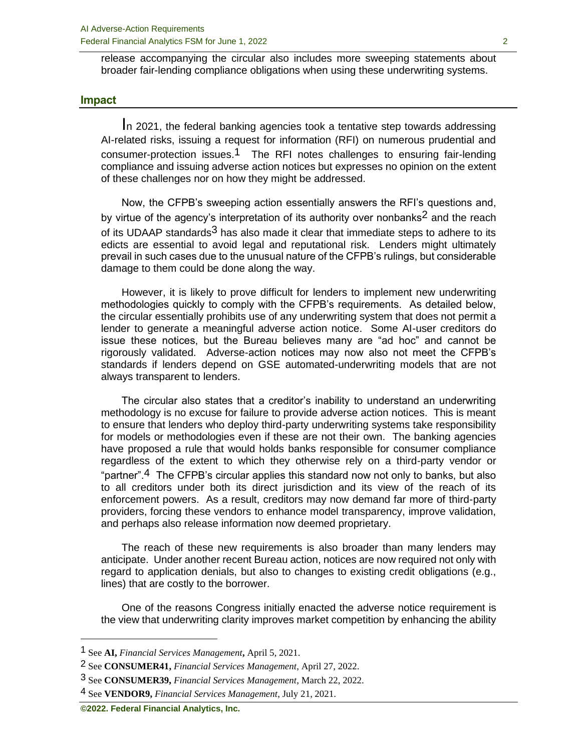release accompanying the circular also includes more sweeping statements about broader fair-lending compliance obligations when using these underwriting systems.

## Impact

In 2021, the federal banking agencies took a tentative step towards addressing AI-related risks, issuing a request for information (RFI) on numerous prudential and consumer-protection issues.[1] The RFI notes challenges to ensuring fair-lending compliance and issuing adverse action notices but expresses no opinion on the extent of these challenges nor on how they might be addressed.

Now, the CFPB's sweeping action essentially answers the RFI's questions and, by virtue of the agency's interpretation of its authority over nonbanks[2] and the reach of its UDAAP standards[3] has also made it clear that immediate steps to adhere to its edicts are essential to avoid legal and reputational risk. Lenders might ultimately prevail in such cases due to the unusual nature of the CFPB's rulings, but considerable damage to them could be done along the way.

However, it is likely to prove difficult for lenders to implement new underwriting methodologies quickly to comply with the CFPB's requirements. As detailed below, the circular essentially prohibits use of any underwriting system that does not permit a lender to generate a meaningful adverse action notice. Some AI-user creditors do issue these notices, but the Bureau believes many are "ad hoc" and cannot be rigorously validated. Adverse-action notices may now also not meet the CFPB's standards if lenders depend on GSE automated-underwriting models that are not always transparent to lenders.

The circular also states that a creditor's inability to understand an underwriting methodology is no excuse for failure to provide adverse action notices. This is meant to ensure that lenders who deploy third-party underwriting systems take responsibility for models or methodologies even if these are not their own. The banking agencies have proposed a rule that would holds banks responsible for consumer compliance regardless of the extent to which they otherwise rely on a third-party vendor or "partner".[4] The CFPB's circular applies this standard now not only to banks, but also to all creditors under both its direct jurisdiction and its view of the reach of its enforcement powers. As a result, creditors may now demand far more of third-party providers, forcing these vendors to enhance model transparency, improve validation, and perhaps also release information now deemed proprietary.

The reach of these new requirements is also broader than many lenders may anticipate. Under another recent Bureau action, notices are now required not only with regard to application denials, but also to changes to existing credit obligations (e.g., lines) that are costly to the borrower.

One of the reasons Congress initially enacted the adverse notice requirement is the view that underwriting clarity improves market competition by enhancing the ability

---

[1] See **AI,** *Financial Services Management***,** April 5, 2021.

[2] See **CONSUMER41,** *Financial Services Management*, April 27, 2022.

[3] See **CONSUMER39,** *Financial Services Management*, March 22, 2022.

[4] See **VENDOR9,** *Financial Services Management*, July 21, 2021.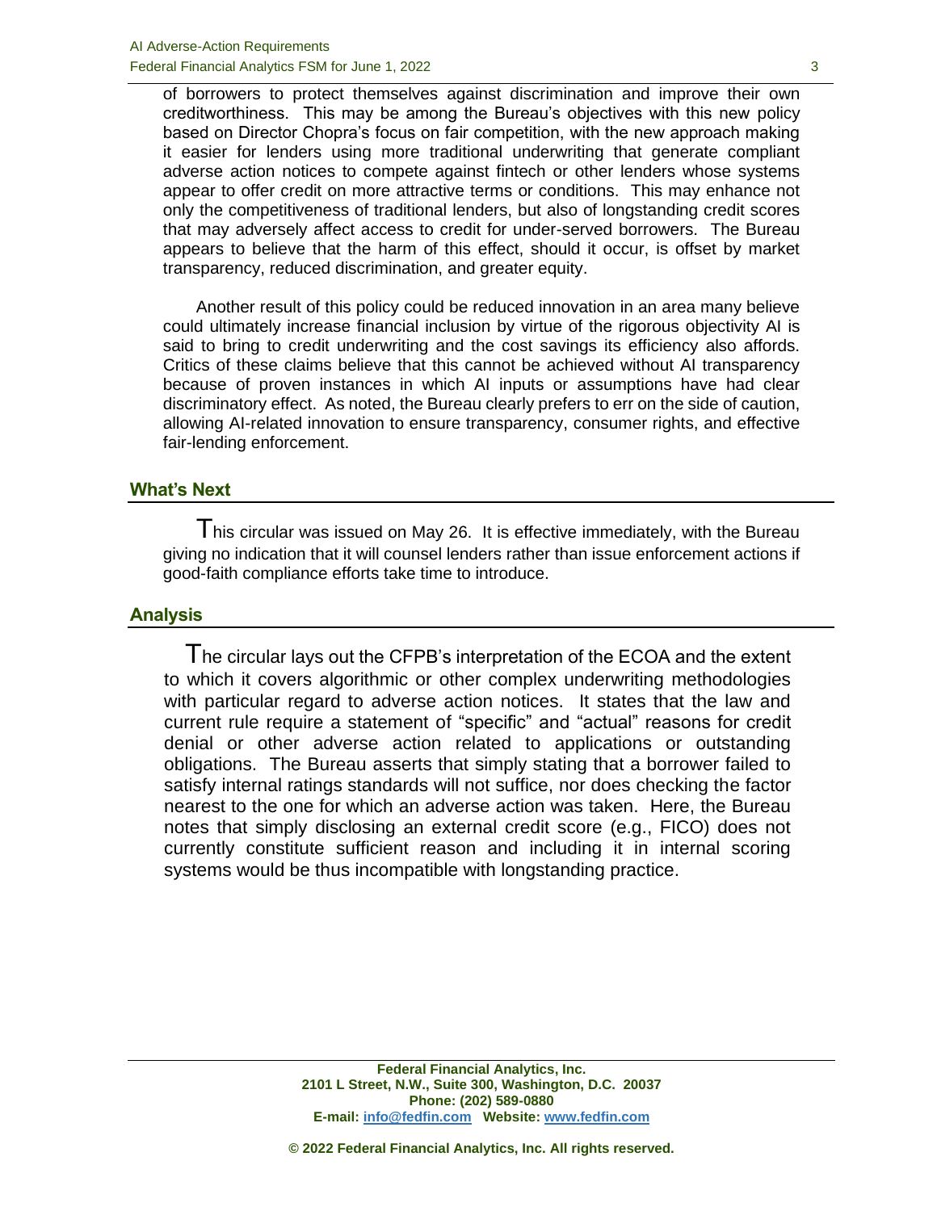of borrowers to protect themselves against discrimination and improve their own creditworthiness. This may be among the Bureau's objectives with this new policy based on Director Chopra's focus on fair competition, with the new approach making it easier for lenders using more traditional underwriting that generate compliant adverse action notices to compete against fintech or other lenders whose systems appear to offer credit on more attractive terms or conditions. This may enhance not only the competitiveness of traditional lenders, but also of longstanding credit scores that may adversely affect access to credit for under-served borrowers. The Bureau appears to believe that the harm of this effect, should it occur, is offset by market transparency, reduced discrimination, and greater equity.

Another result of this policy could be reduced innovation in an area many believe could ultimately increase financial inclusion by virtue of the rigorous objectivity AI is said to bring to credit underwriting and the cost savings its efficiency also affords. Critics of these claims believe that this cannot be achieved without AI transparency because of proven instances in which AI inputs or assumptions have had clear discriminatory effect. As noted, the Bureau clearly prefers to err on the side of caution, allowing AI-related innovation to ensure transparency, consumer rights, and effective fair-lending enforcement.

## What's Next

This circular was issued on May 26. It is effective immediately, with the Bureau giving no indication that it will counsel lenders rather than issue enforcement actions if good-faith compliance efforts take time to introduce.

## Analysis

The circular lays out the CFPB's interpretation of the ECOA and the extent to which it covers algorithmic or other complex underwriting methodologies with particular regard to adverse action notices. It states that the law and current rule require a statement of "specific" and "actual" reasons for credit denial or other adverse action related to applications or outstanding obligations. The Bureau asserts that simply stating that a borrower failed to satisfy internal ratings standards will not suffice, nor does checking the factor nearest to the one for which an adverse action was taken. Here, the Bureau notes that simply disclosing an external credit score (e.g., FICO) does not currently constitute sufficient reason and including it in internal scoring systems would be thus incompatible with longstanding practice.